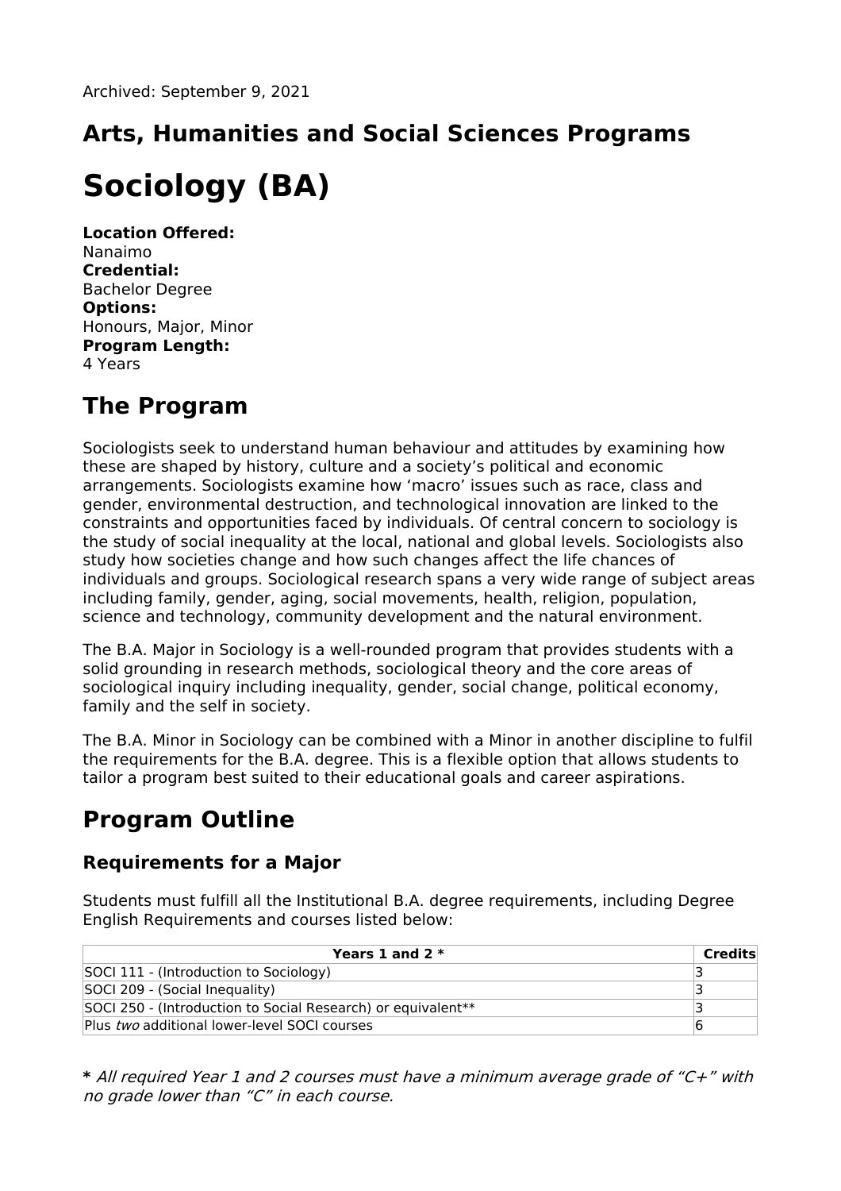Archived: September 9, 2021

## Arts, Humanities and Social Sciences Programs

# Sociology (BA)

**Location Offered:**
Nanaimo
**Credential:**
Bachelor Degree
**Options:**
Honours, Major, Minor
**Program Length:**
4 Years

# The Program

Sociologists seek to understand human behaviour and attitudes by examining how these are shaped by history, culture and a society's political and economic arrangements. Sociologists examine how 'macro' issues such as race, class and gender, environmental destruction, and technological innovation are linked to the constraints and opportunities faced by individuals. Of central concern to sociology is the study of social inequality at the local, national and global levels. Sociologists also study how societies change and how such changes affect the life chances of individuals and groups. Sociological research spans a very wide range of subject areas including family, gender, aging, social movements, health, religion, population, science and technology, community development and the natural environment.

The B.A. Major in Sociology is a well-rounded program that provides students with a solid grounding in research methods, sociological theory and the core areas of sociological inquiry including inequality, gender, social change, political economy, family and the self in society.

The B.A. Minor in Sociology can be combined with a Minor in another discipline to fulfil the requirements for the B.A. degree. This is a flexible option that allows students to tailor a program best suited to their educational goals and career aspirations.

# Program Outline

### Requirements for a Major

Students must fulfill all the Institutional B.A. degree requirements, including Degree English Requirements and courses listed below:

| Years 1 and 2 * | Credits |
|---|---|
| SOCI 111 - (Introduction to Sociology) | 3 |
| SOCI 209 - (Social Inequality) | 3 |
| SOCI 250 - (Introduction to Social Research) or equivalent** | 3 |
| Plus *two* additional lower-level SOCI courses | 6 |

**\*** *All required Year 1 and 2 courses must have a minimum average grade of "C+" with no grade lower than "C" in each course.*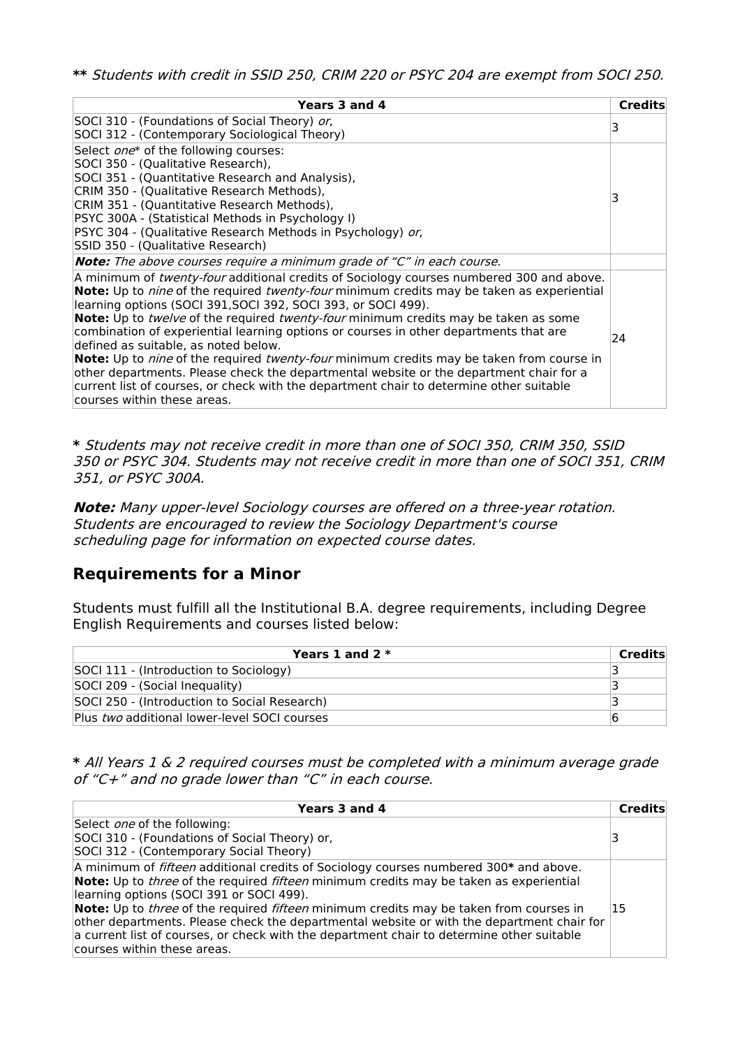**\*\*** *Students with credit in SSID 250, CRIM 220 or PSYC 204 are exempt from SOCI 250.*

| Years 3 and 4 | Credits |
|---|---|
| SOCI 310 - (Foundations of Social Theory) *or*,<br>SOCI 312 - (Contemporary Sociological Theory) | 3 |
| Select *one*\* of the following courses:<br>SOCI 350 - (Qualitative Research),<br>SOCI 351 - (Quantitative Research and Analysis),<br>CRIM 350 - (Qualitative Research Methods),<br>CRIM 351 - (Quantitative Research Methods),<br>PSYC 300A - (Statistical Methods in Psychology I)<br>PSYC 304 - (Qualitative Research Methods in Psychology) *or*,<br>SSID 350 - (Qualitative Research) | 3 |
| ***Note:*** *The above courses require a minimum grade of "C" in each course.* | |
| A minimum of *twenty-four* additional credits of Sociology courses numbered 300 and above.<br>**Note:** Up to *nine* of the required *twenty-four* minimum credits may be taken as experiential learning options (SOCI 391,SOCI 392, SOCI 393, or SOCI 499).<br>**Note:** Up to *twelve* of the required *twenty-four* minimum credits may be taken as some combination of experiential learning options or courses in other departments that are defined as suitable, as noted below.<br>**Note:** Up to *nine* of the required *twenty-four* minimum credits may be taken from course in other departments. Please check the departmental website or the department chair for a current list of courses, or check with the department chair to determine other suitable courses within these areas. | 24 |

**\*** *Students may not receive credit in more than one of SOCI 350, CRIM 350, SSID 350 or PSYC 304. Students may not receive credit in more than one of SOCI 351, CRIM 351, or PSYC 300A.*

***Note:*** *Many upper-level Sociology courses are offered on a three-year rotation. Students are encouraged to review the Sociology Department's course scheduling page for information on expected course dates.*

## Requirements for a Minor

Students must fulfill all the Institutional B.A. degree requirements, including Degree English Requirements and courses listed below:

| Years 1 and 2 * | Credits |
|---|---|
| SOCI 111 - (Introduction to Sociology) | 3 |
| SOCI 209 - (Social Inequality) | 3 |
| SOCI 250 - (Introduction to Social Research) | 3 |
| Plus *two* additional lower-level SOCI courses | 6 |

**\*** *All Years 1 & 2 required courses must be completed with a minimum average grade of "C+" and no grade lower than "C" in each course.*

| Years 3 and 4 | Credits |
|---|---|
| Select *one* of the following:<br>SOCI 310 - (Foundations of Social Theory) or,<br>SOCI 312 - (Contemporary Social Theory) | 3 |
| A minimum of *fifteen* additional credits of Sociology courses numbered 300**\*** and above.<br>**Note:** Up to *three* of the required *fifteen* minimum credits may be taken as experiential learning options (SOCI 391 or SOCI 499).<br>**Note:** Up to *three* of the required *fifteen* minimum credits may be taken from courses in other departments. Please check the departmental website or with the department chair for a current list of courses, or check with the department chair to determine other suitable courses within these areas. | 15 |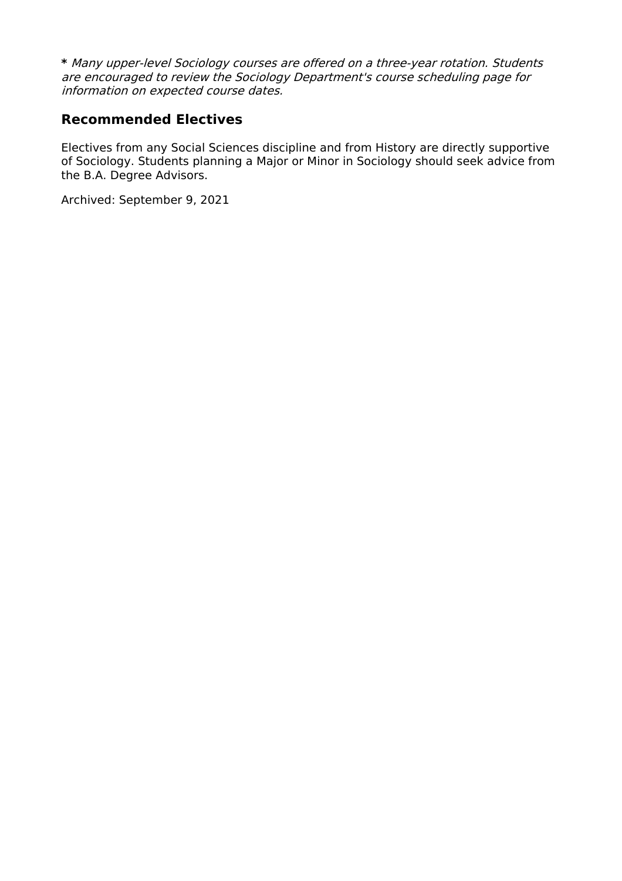**\*** *Many upper-level Sociology courses are offered on a three-year rotation. Students are encouraged to review the Sociology Department's course scheduling page for information on expected course dates.*

## Recommended Electives

Electives from any Social Sciences discipline and from History are directly supportive of Sociology. Students planning a Major or Minor in Sociology should seek advice from the B.A. Degree Advisors.

Archived: September 9, 2021